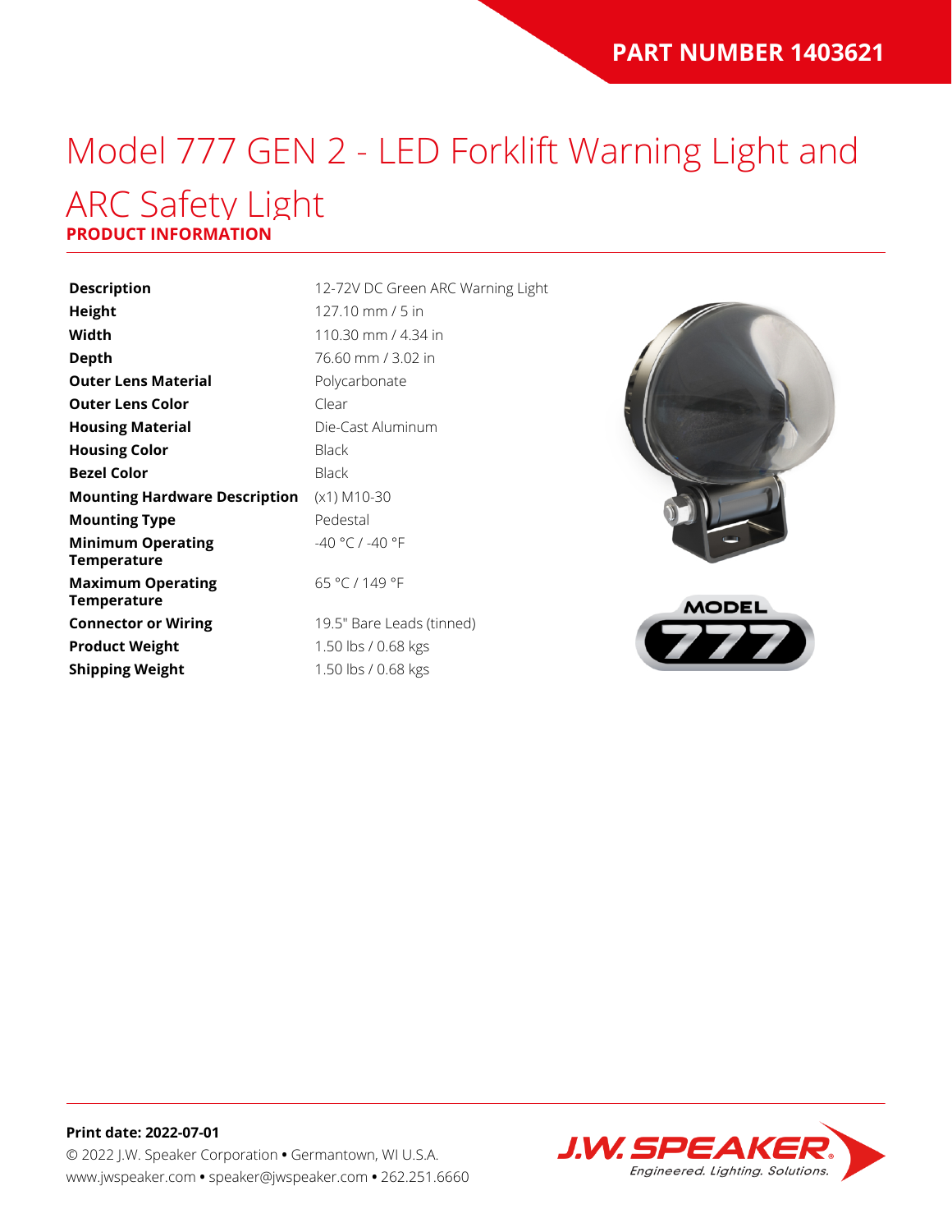**PART NUMBER 1403621**

# Model 777 GEN 2 - LED Forklift Warning Light and ARC Safety Light

## PRODUCT INFORMATION

| | |
|---|---|
| **Description** | 12-72V DC Green ARC Warning Light |
| **Height** | 127.10 mm / 5 in |
| **Width** | 110.30 mm / 4.34 in |
| **Depth** | 76.60 mm / 3.02 in |
| **Outer Lens Material** | Polycarbonate |
| **Outer Lens Color** | Clear |
| **Housing Material** | Die-Cast Aluminum |
| **Housing Color** | Black |
| **Bezel Color** | Black |
| **Mounting Hardware Description** | (x1) M10-30 |
| **Mounting Type** | Pedestal |
| **Minimum Operating Temperature** | -40 °C / -40 °F |
| **Maximum Operating Temperature** | 65 °C / 149 °F |
| **Connector or Wiring** | 19.5" Bare Leads (tinned) |
| **Product Weight** | 1.50 lbs / 0.68 kgs |
| **Shipping Weight** | 1.50 lbs / 0.68 kgs |

MODEL 777

**Print date: 2022-07-01**

© 2022 J.W. Speaker Corporation • Germantown, WI U.S.A.
www.jwspeaker.com • speaker@jwspeaker.com • 262.251.6660

J.W. SPEAKER Engineered. Lighting. Solutions.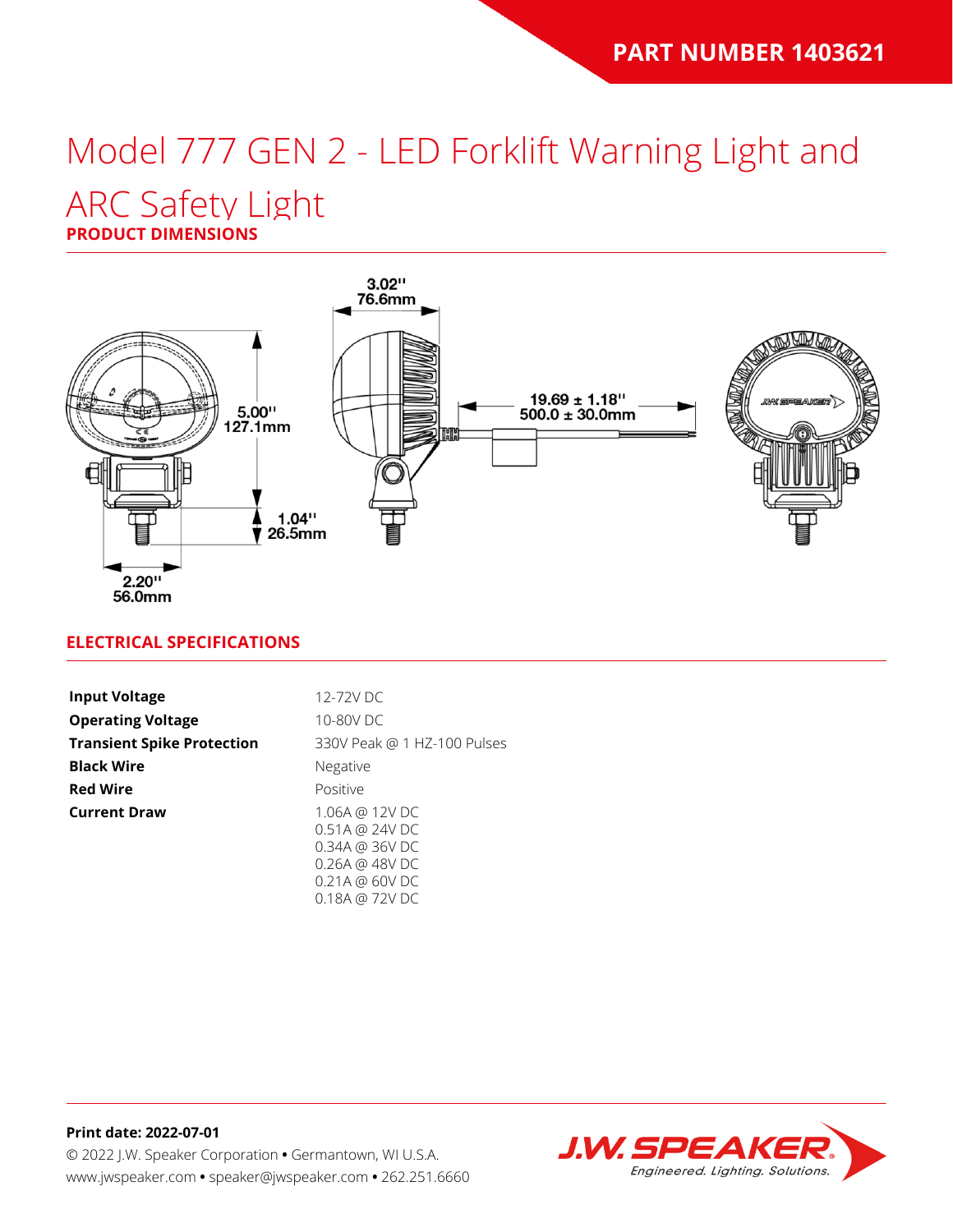PART NUMBER 1403621

# Model 777 GEN 2 - LED Forklift Warning Light and ARC Safety Light

## PRODUCT DIMENSIONS

3.02"
76.6mm

5.00"
127.1mm

19.69 ± 1.18"
500.0 ± 30.0mm

1.04"
26.5mm

2.20"
56.0mm

## ELECTRICAL SPECIFICATIONS

| | |
|---|---|
| **Input Voltage** | 12-72V DC |
| **Operating Voltage** | 10-80V DC |
| **Transient Spike Protection** | 330V Peak @ 1 HZ-100 Pulses |
| **Black Wire** | Negative |
| **Red Wire** | Positive |
| **Current Draw** | 1.06A @ 12V DC<br>0.51A @ 24V DC<br>0.34A @ 36V DC<br>0.26A @ 48V DC<br>0.21A @ 60V DC<br>0.18A @ 72V DC |

**Print date: 2022-07-01**

© 2022 J.W. Speaker Corporation • Germantown, WI U.S.A.
www.jwspeaker.com • speaker@jwspeaker.com • 262.251.6660

J.W. SPEAKER
Engineered. Lighting. Solutions.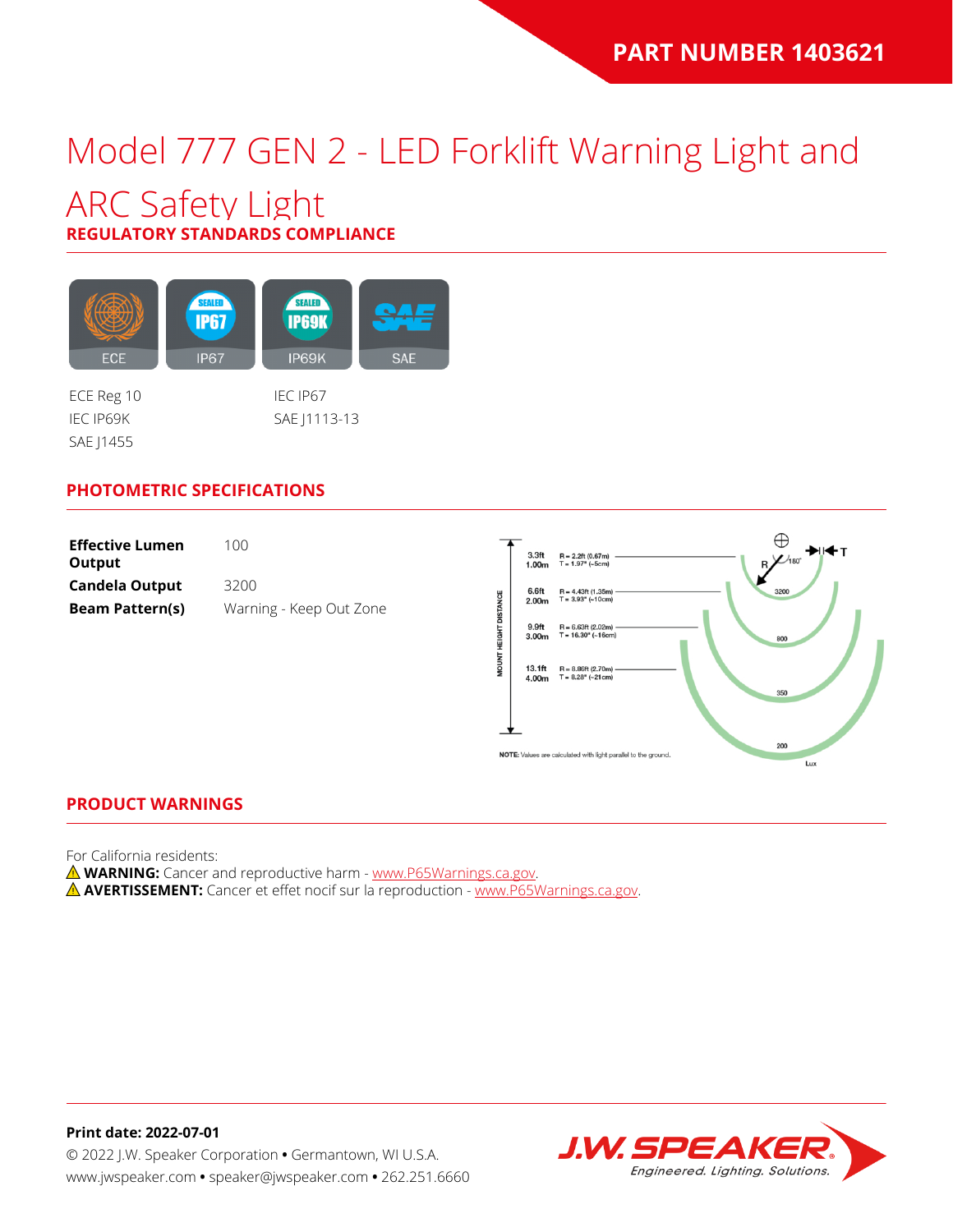**PART NUMBER 1403621**

# Model 777 GEN 2 - LED Forklift Warning Light and ARC Safety Light

## REGULATORY STANDARDS COMPLIANCE

ECE | IP67 | IP69K | SAE

ECE Reg 10
IEC IP69K
SAE J1455
IEC IP67
SAE J1113-13

## PHOTOMETRIC SPECIFICATIONS

| | |
|---|---|
| **Effective Lumen Output** | 100 |
| **Candela Output** | 3200 |
| **Beam Pattern(s)** | Warning - Keep Out Zone |

| Mount Height Distance | R | T | Lux |
|---|---|---|---|
| 3.3ft 1.00m | R = 2.2ft (0.67m) | T = 1.97" (~5cm) | 3200 |
| 6.6ft 2.00m | R = 4.43ft (1.35m) | T = 3.93" (~10cm) | 800 |
| 9.9ft 3.00m | R = 6.63ft (2.02m) | T = 16.30" (~16cm) | 350 |
| 13.1ft 4.00m | R = 8.86ft (2.70m) | T = 8.28" (~21cm) | 200 |

**NOTE:** Values are calculated with light parallel to the ground.

## PRODUCT WARNINGS

For California residents:
⚠ **WARNING:** Cancer and reproductive harm - www.P65Warnings.ca.gov.
⚠ **AVERTISSEMENT:** Cancer et effet nocif sur la reproduction - www.P65Warnings.ca.gov.

**Print date: 2022-07-01**
© 2022 J.W. Speaker Corporation • Germantown, WI U.S.A.
www.jwspeaker.com • speaker@jwspeaker.com • 262.251.6660

J.W. SPEAKER® Engineered. Lighting. Solutions.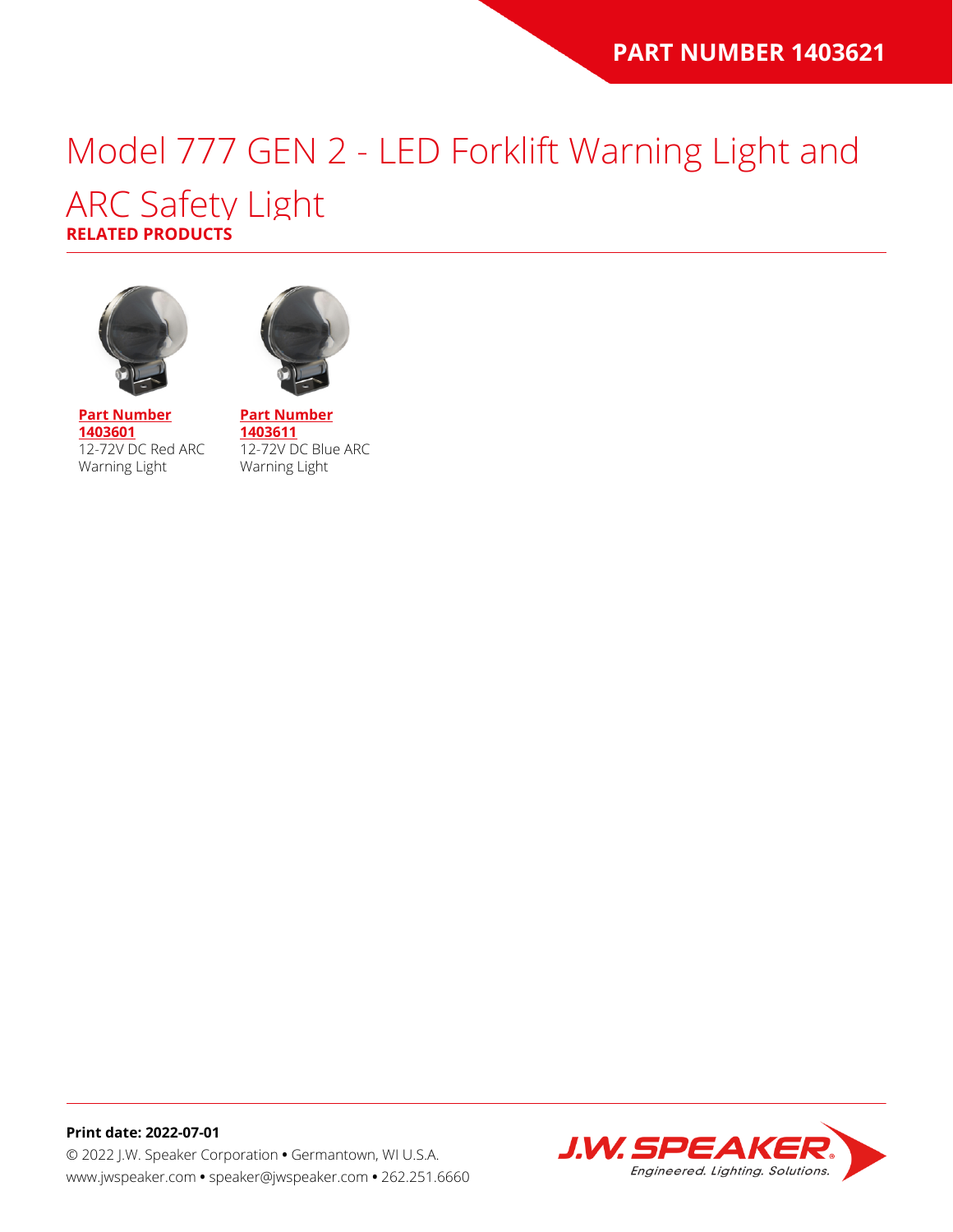# Model 777 GEN 2 - LED Forklift Warning Light and ARC Safety Light

## RELATED PRODUCTS

**Part Number 1403601**
12-72V DC Red ARC Warning Light

**Part Number 1403611**
12-72V DC Blue ARC Warning Light